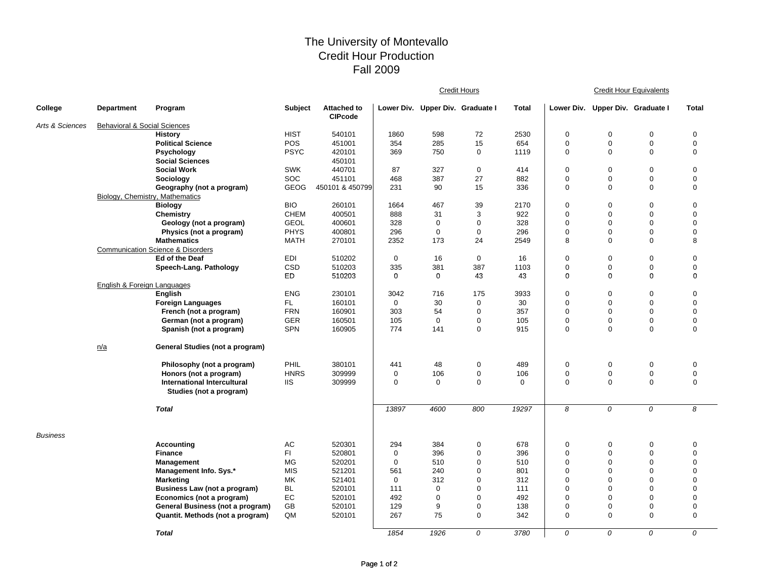# The University of Montevallo
# Credit Hour Production
# Fall 2009

| College | Department | Program | Subject | Attached to CIPcode | Credit Hours | | | | Credit Hour Equivalents | | | |
|---|---|---|---|---|---|---|---|---|---|---|---|---|
| | | | | | Lower Div. | Upper Div. | Graduate I | Total | Lower Div. | Upper Div. | Graduate I | Total |
| *Arts & Sciences* | Behavioral & Social Sciences | | | | | | | | | | | |
| | | **History** | HIST | 540101 | 1860 | 598 | 72 | 2530 | 0 | 0 | 0 | 0 |
| | | **Political Science** | POS | 451001 | 354 | 285 | 15 | 654 | 0 | 0 | 0 | 0 |
| | | **Psychology** | PSYC | 420101 | 369 | 750 | 0 | 1119 | 0 | 0 | 0 | 0 |
| | | **Social Sciences** | | 450101 | | | | | | | | |
| | | **Social Work** | SWK | 440701 | 87 | 327 | 0 | 414 | 0 | 0 | 0 | 0 |
| | | **Sociology** | SOC | 451101 | 468 | 387 | 27 | 882 | 0 | 0 | 0 | 0 |
| | | **Geography (not a program)** | GEOG | 450101 & 450799 | 231 | 90 | 15 | 336 | 0 | 0 | 0 | 0 |
| | Biology, Chemistry, Mathematics | | | | | | | | | | | |
| | | **Biology** | BIO | 260101 | 1664 | 467 | 39 | 2170 | 0 | 0 | 0 | 0 |
| | | **Chemistry** | CHEM | 400501 | 888 | 31 | 3 | 922 | 0 | 0 | 0 | 0 |
| | | **Geology (not a program)** | GEOL | 400601 | 328 | 0 | 0 | 328 | 0 | 0 | 0 | 0 |
| | | **Physics (not a program)** | PHYS | 400801 | 296 | 0 | 0 | 296 | 0 | 0 | 0 | 0 |
| | | **Mathematics** | MATH | 270101 | 2352 | 173 | 24 | 2549 | 8 | 0 | 0 | 8 |
| | Communication Science & Disorders | | | | | | | | | | | |
| | | **Ed of the Deaf** | EDI | 510202 | 0 | 16 | 0 | 16 | 0 | 0 | 0 | 0 |
| | | **Speech-Lang. Pathology** | CSD | 510203 | 335 | 381 | 387 | 1103 | 0 | 0 | 0 | 0 |
| | | | ED | 510203 | 0 | 0 | 43 | 43 | 0 | 0 | 0 | 0 |
| | English & Foreign Languages | | | | | | | | | | | |
| | | **English** | ENG | 230101 | 3042 | 716 | 175 | 3933 | 0 | 0 | 0 | 0 |
| | | **Foreign Languages** | FL | 160101 | 0 | 30 | 0 | 30 | 0 | 0 | 0 | 0 |
| | | **French (not a program)** | FRN | 160901 | 303 | 54 | 0 | 357 | 0 | 0 | 0 | 0 |
| | | **German (not a program)** | GER | 160501 | 105 | 0 | 0 | 105 | 0 | 0 | 0 | 0 |
| | | **Spanish (not a program)** | SPN | 160905 | 774 | 141 | 0 | 915 | 0 | 0 | 0 | 0 |
| | n/a | **General Studies (not a program)** | | | | | | | | | | |
| | | **Philosophy (not a program)** | PHIL | 380101 | 441 | 48 | 0 | 489 | 0 | 0 | 0 | 0 |
| | | **Honors (not a program)** | HNRS | 309999 | 0 | 106 | 0 | 106 | 0 | 0 | 0 | 0 |
| | | **International Intercultural Studies (not a program)** | IIS | 309999 | 0 | 0 | 0 | 0 | 0 | 0 | 0 | 0 |
| | | ***Total*** | | | *13897* | *4600* | *800* | *19297* | *8* | *0* | *0* | *8* |
| *Business* | | | | | | | | | | | | |
| | | **Accounting** | AC | 520301 | 294 | 384 | 0 | 678 | 0 | 0 | 0 | 0 |
| | | **Finance** | FI | 520801 | 0 | 396 | 0 | 396 | 0 | 0 | 0 | 0 |
| | | **Management** | MG | 520201 | 0 | 510 | 0 | 510 | 0 | 0 | 0 | 0 |
| | | **Management Info. Sys.*** | MIS | 521201 | 561 | 240 | 0 | 801 | 0 | 0 | 0 | 0 |
| | | **Marketing** | MK | 521401 | 0 | 312 | 0 | 312 | 0 | 0 | 0 | 0 |
| | | **Business Law (not a program)** | BL | 520101 | 111 | 0 | 0 | 111 | 0 | 0 | 0 | 0 |
| | | **Economics (not a program)** | EC | 520101 | 492 | 0 | 0 | 492 | 0 | 0 | 0 | 0 |
| | | **General Business (not a program)** | GB | 520101 | 129 | 9 | 0 | 138 | 0 | 0 | 0 | 0 |
| | | **Quantit. Methods (not a program)** | QM | 520101 | 267 | 75 | 0 | 342 | 0 | 0 | 0 | 0 |
| | | ***Total*** | | | *1854* | *1926* | *0* | *3780* | *0* | *0* | *0* | *0* |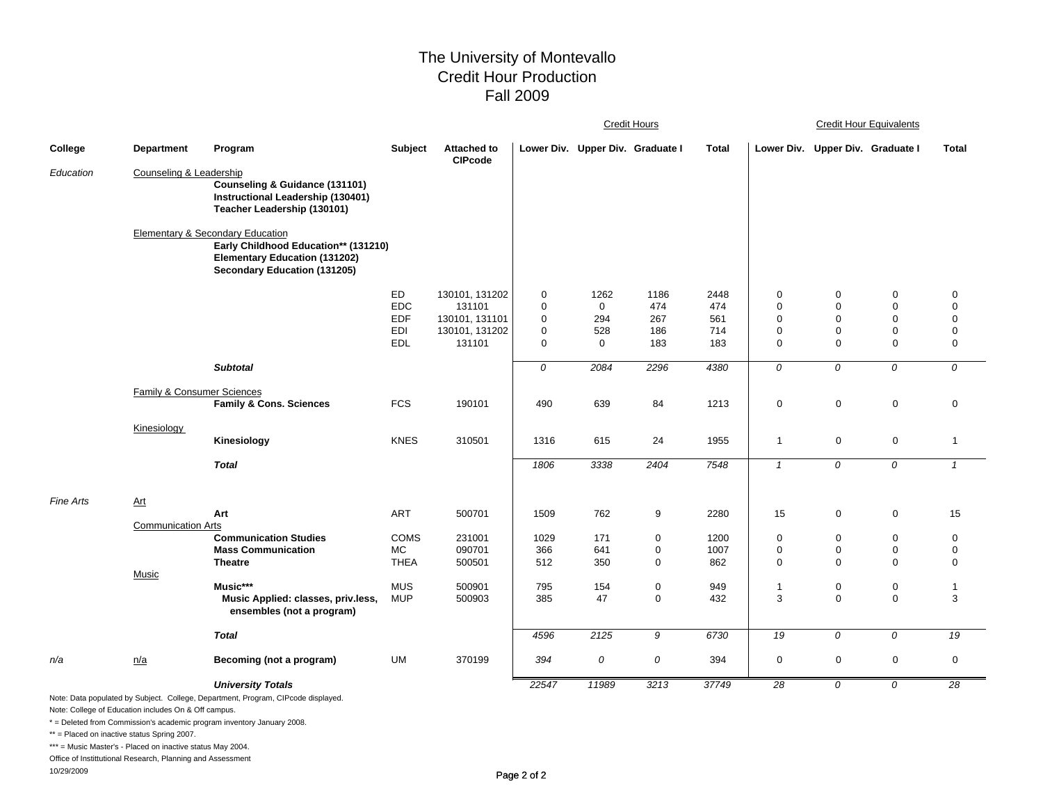# The University of Montevallo
## Credit Hour Production
## Fall 2009

| College | Department | Program | Subject | Attached to CIPcode | Credit Hours: Lower Div. | Credit Hours: Upper Div. | Credit Hours: Graduate I | Credit Hours: Total | Credit Hour Equivalents: Lower Div. | Credit Hour Equivalents: Upper Div. | Credit Hour Equivalents: Graduate I | Credit Hour Equivalents: Total |
|---|---|---|---|---|---|---|---|---|---|---|---|---|
| *Education* | Counseling & Leadership | | | | | | | | | | | |
| | | **Counseling & Guidance (131101)** | | | | | | | | | | |
| | | **Instructional Leadership (130401)** | | | | | | | | | | |
| | | **Teacher Leadership (130101)** | | | | | | | | | | |
| | Elementary & Secondary Education | | | | | | | | | | | |
| | | **Early Childhood Education** (131210)** | | | | | | | | | | |
| | | **Elementary Education (131202)** | | | | | | | | | | |
| | | **Secondary Education (131205)** | | | | | | | | | | |
| | | | ED | 130101, 131202 | 0 | 1262 | 1186 | 2448 | 0 | 0 | 0 | 0 |
| | | | EDC | 131101 | 0 | 0 | 474 | 474 | 0 | 0 | 0 | 0 |
| | | | EDF | 130101, 131101 | 0 | 294 | 267 | 561 | 0 | 0 | 0 | 0 |
| | | | EDI | 130101, 131202 | 0 | 528 | 186 | 714 | 0 | 0 | 0 | 0 |
| | | | EDL | 131101 | 0 | 0 | 183 | 183 | 0 | 0 | 0 | 0 |
| | | ***Subtotal*** | | | *0* | *2084* | *2296* | *4380* | *0* | *0* | *0* | *0* |
| | Family & Consumer Sciences | | | | | | | | | | | |
| | | **Family & Cons. Sciences** | FCS | 190101 | 490 | 639 | 84 | 1213 | 0 | 0 | 0 | 0 |
| | Kinesiology | | | | | | | | | | | |
| | | **Kinesiology** | KNES | 310501 | 1316 | 615 | 24 | 1955 | 1 | 0 | 0 | 1 |
| | | ***Total*** | | | *1806* | *3338* | *2404* | *7548* | *1* | *0* | *0* | *1* |
| *Fine Arts* | Art | | | | | | | | | | | |
| | | **Art** | ART | 500701 | 1509 | 762 | 9 | 2280 | 15 | 0 | 0 | 15 |
| | Communication Arts | | | | | | | | | | | |
| | | **Communication Studies** | COMS | 231001 | 1029 | 171 | 0 | 1200 | 0 | 0 | 0 | 0 |
| | | **Mass Communication** | MC | 090701 | 366 | 641 | 0 | 1007 | 0 | 0 | 0 | 0 |
| | | **Theatre** | THEA | 500501 | 512 | 350 | 0 | 862 | 0 | 0 | 0 | 0 |
| | Music | | | | | | | | | | | |
| | | **Music***** | MUS | 500901 | 795 | 154 | 0 | 949 | 1 | 0 | 0 | 1 |
| | | **Music Applied: classes, priv.less, ensembles (not a program)** | MUP | 500903 | 385 | 47 | 0 | 432 | 3 | 0 | 0 | 3 |
| | | ***Total*** | | | *4596* | *2125* | *9* | *6730* | *19* | *0* | *0* | *19* |
| *n/a* | n/a | **Becoming (not a program)** | UM | 370199 | *394* | *0* | *0* | 394 | 0 | 0 | 0 | 0 |
| | | ***University Totals*** | | | *22547* | *11989* | *3213* | *37749* | *28* | *0* | *0* | *28* |

Note: Data populated by Subject. College, Department, Program, CIPcode displayed.

Note: College of Education includes On & Off campus.

* = Deleted from Commission's academic program inventory January 2008.

** = Placed on inactive status Spring 2007.

*** = Music Master's - Placed on inactive status May 2004.

Office of Instittutional Research, Planning and Assessment

10/29/2009